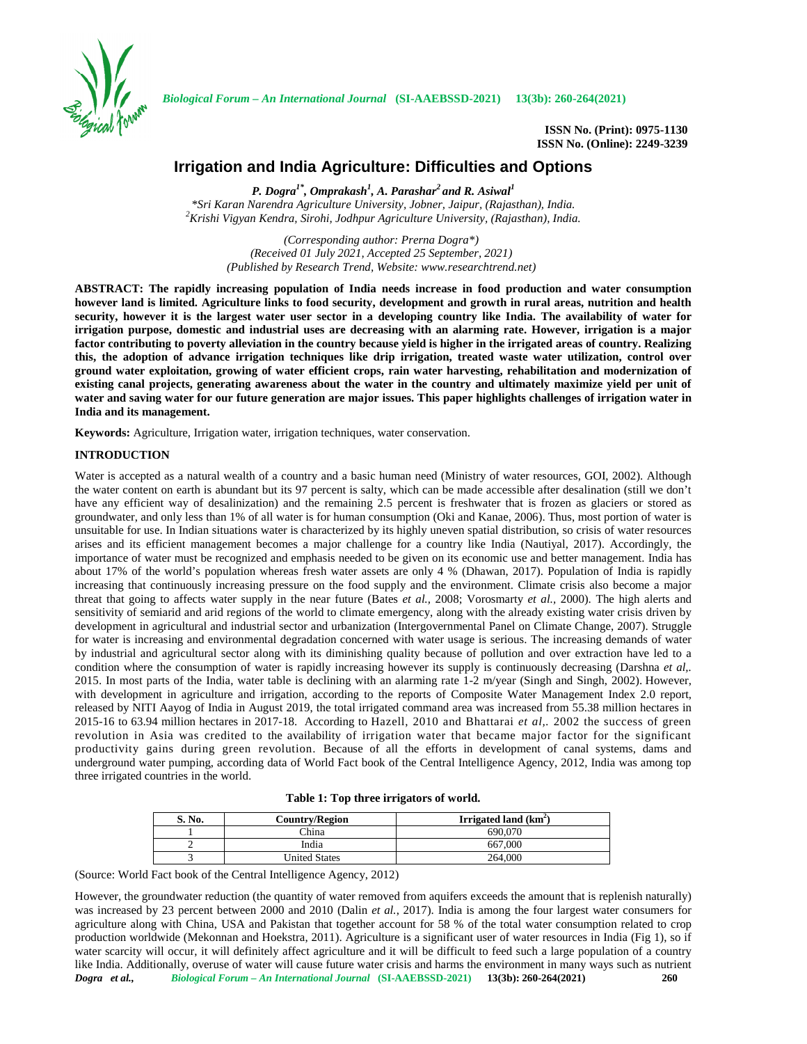# Irrigation and India Agriculture: Difficulties and Options

***P. Dogra[1*], Omprakash[1], A. Parashar[2] and R. Asiwal[1]***

*\*Sri Karan Narendra Agriculture University, Jobner, Jaipur, (Rajasthan), India.*
*[2]Krishi Vigyan Kendra, Sirohi, Jodhpur Agriculture University, (Rajasthan), India.*

*(Corresponding author: Prerna Dogra\*)*
*(Received 01 July 2021, Accepted 25 September, 2021)*
*(Published by Research Trend, Website: www.researchtrend.net)*

**ABSTRACT: The rapidly increasing population of India needs increase in food production and water consumption however land is limited. Agriculture links to food security, development and growth in rural areas, nutrition and health security, however it is the largest water user sector in a developing country like India. The availability of water for irrigation purpose, domestic and industrial uses are decreasing with an alarming rate. However, irrigation is a major factor contributing to poverty alleviation in the country because yield is higher in the irrigated areas of country. Realizing this, the adoption of advance irrigation techniques like drip irrigation, treated waste water utilization, control over ground water exploitation, growing of water efficient crops, rain water harvesting, rehabilitation and modernization of existing canal projects, generating awareness about the water in the country and ultimately maximize yield per unit of water and saving water for our future generation are major issues. This paper highlights challenges of irrigation water in India and its management.**

**Keywords:** Agriculture, Irrigation water, irrigation techniques, water conservation.

## INTRODUCTION

Water is accepted as a natural wealth of a country and a basic human need (Ministry of water resources, GOI, 2002). Although the water content on earth is abundant but its 97 percent is salty, which can be made accessible after desalination (still we don't have any efficient way of desalinization) and the remaining 2.5 percent is freshwater that is frozen as glaciers or stored as groundwater, and only less than 1% of all water is for human consumption (Oki and Kanae, 2006). Thus, most portion of water is unsuitable for use. In Indian situations water is characterized by its highly uneven spatial distribution, so crisis of water resources arises and its efficient management becomes a major challenge for a country like India (Nautiyal, 2017). Accordingly, the importance of water must be recognized and emphasis needed to be given on its economic use and better management. India has about 17% of the world's population whereas fresh water assets are only 4 % (Dhawan, 2017). Population of India is rapidly increasing that continuously increasing pressure on the food supply and the environment. Climate crisis also become a major threat that going to affects water supply in the near future (Bates *et al.*, 2008; Vorosmarty *et al.*, 2000). The high alerts and sensitivity of semiarid and arid regions of the world to climate emergency, along with the already existing water crisis driven by development in agricultural and industrial sector and urbanization (Intergovernmental Panel on Climate Change, 2007). Struggle for water is increasing and environmental degradation concerned with water usage is serious. The increasing demands of water by industrial and agricultural sector along with its diminishing quality because of pollution and over extraction have led to a condition where the consumption of water is rapidly increasing however its supply is continuously decreasing (Darshna *et al,*. 2015. In most parts of the India, water table is declining with an alarming rate 1-2 m/year (Singh and Singh, 2002). However, with development in agriculture and irrigation, according to the reports of Composite Water Management Index 2.0 report, released by NITI Aayog of India in August 2019, the total irrigated command area was increased from 55.38 million hectares in 2015-16 to 63.94 million hectares in 2017-18. According to Hazell, 2010 and Bhattarai *et al,*. 2002 the success of green revolution in Asia was credited to the availability of irrigation water that became major factor for the significant productivity gains during green revolution. Because of all the efforts in development of canal systems, dams and underground water pumping, according data of World Fact book of the Central Intelligence Agency, 2012, India was among top three irrigated countries in the world.

**Table 1: Top three irrigators of world.**

| S. No. | Country/Region | Irrigated land ($km^2$) |
|---|---|---|
| 1 | China | 690,070 |
| 2 | India | 667,000 |
| 3 | United States | 264,000 |

(Source: World Fact book of the Central Intelligence Agency, 2012)

However, the groundwater reduction (the quantity of water removed from aquifers exceeds the amount that is replenish naturally) was increased by 23 percent between 2000 and 2010 (Dalin *et al.*, 2017). India is among the four largest water consumers for agriculture along with China, USA and Pakistan that together account for 58 % of the total water consumption related to crop production worldwide (Mekonnan and Hoekstra, 2011). Agriculture is a significant user of water resources in India (Fig 1), so if water scarcity will occur, it will definitely affect agriculture and it will be difficult to feed such a large population of a country like India. Additionally, overuse of water will cause future water crisis and harms the environment in many ways such as nutrient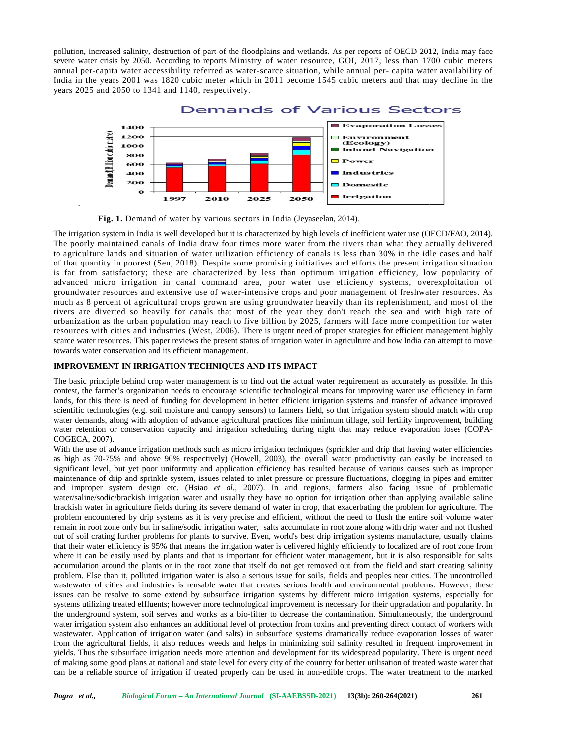pollution, increased salinity, destruction of part of the floodplains and wetlands. As per reports of OECD 2012, India may face severe water crisis by 2050. According to reports Ministry of water resource, GOI, 2017, less than 1700 cubic meters annual per-capita water accessibility referred as water-scarce situation, while annual per- capita water availability of India in the years 2001 was 1820 cubic meter which in 2011 become 1545 cubic meters and that may decline in the years 2025 and 2050 to 1341 and 1140, respectively.

**Fig. 1.** Demand of water by various sectors in India (Jeyaseelan, 2014).

The irrigation system in India is well developed but it is characterized by high levels of inefficient water use (OECD/FAO, 2014). The poorly maintained canals of India draw four times more water from the rivers than what they actually delivered to agriculture lands and situation of water utilization efficiency of canals is less than 30% in the idle cases and half of that quantity in poorest (Sen, 2018). Despite some promising initiatives and efforts the present irrigation situation is far from satisfactory; these are characterized by less than optimum irrigation efficiency, low popularity of advanced micro irrigation in canal command area, poor water use efficiency systems, overexploitation of groundwater resources and extensive use of water-intensive crops and poor management of freshwater resources. As much as 8 percent of agricultural crops grown are using groundwater heavily than its replenishment, and most of the rivers are diverted so heavily for canals that most of the year they don't reach the sea and with high rate of urbanization as the urban population may reach to five billion by 2025, farmers will face more competition for water resources with cities and industries (West, 2006). There is urgent need of proper strategies for efficient management highly scarce water resources. This paper reviews the present status of irrigation water in agriculture and how India can attempt to move towards water conservation and its efficient management.

## IMPROVEMENT IN IRRIGATION TECHNIQUES AND ITS IMPACT

The basic principle behind crop water management is to find out the actual water requirement as accurately as possible. In this contest, the farmer's organization needs to encourage scientific technological means for improving water use efficiency in farm lands, for this there is need of funding for development in better efficient irrigation systems and transfer of advance improved scientific technologies (e.g. soil moisture and canopy sensors) to farmers field, so that irrigation system should match with crop water demands, along with adoption of advance agricultural practices like minimum tillage, soil fertility improvement, building water retention or conservation capacity and irrigation scheduling during night that may reduce evaporation loses (COPA-COGECA, 2007).

With the use of advance irrigation methods such as micro irrigation techniques (sprinkler and drip that having water efficiencies as high as 70-75% and above 90% respectively) (Howell, 2003), the overall water productivity can easily be increased to significant level, but yet poor uniformity and application efficiency has resulted because of various causes such as improper maintenance of drip and sprinkle system, issues related to inlet pressure or pressure fluctuations, clogging in pipes and emitter and improper system design etc. (Hsiao *et al.*, 2007). In arid regions, farmers also facing issue of problematic water/saline/sodic/brackish irrigation water and usually they have no option for irrigation other than applying available saline brackish water in agriculture fields during its severe demand of water in crop, that exacerbating the problem for agriculture. The problem encountered by drip systems as it is very precise and efficient, without the need to flush the entire soil volume water remain in root zone only but in saline/sodic irrigation water, salts accumulate in root zone along with drip water and not flushed out of soil crating further problems for plants to survive. Even, world's best drip irrigation systems manufacture, usually claims that their water efficiency is 95% that means the irrigation water is delivered highly efficiently to localized are of root zone from where it can be easily used by plants and that is important for efficient water management, but it is also responsible for salts accumulation around the plants or in the root zone that itself do not get removed out from the field and start creating salinity problem. Else than it, polluted irrigation water is also a serious issue for soils, fields and peoples near cities. The uncontrolled wastewater of cities and industries is reusable water that creates serious health and environmental problems. However, these issues can be resolve to some extend by subsurface irrigation systems by different micro irrigation systems, especially for systems utilizing treated effluents; however more technological improvement is necessary for their upgradation and popularity. In the underground system, soil serves and works as a bio-filter to decrease the contamination. Simultaneously, the underground water irrigation system also enhances an additional level of protection from toxins and preventing direct contact of workers with wastewater. Application of irrigation water (and salts) in subsurface systems dramatically reduce evaporation losses of water from the agricultural fields, it also reduces weeds and helps in minimizing soil salinity resulted in frequent improvement in yields. Thus the subsurface irrigation needs more attention and development for its widespread popularity. There is urgent need of making some good plans at national and state level for every city of the country for better utilisation of treated waste water that can be a reliable source of irrigation if treated properly can be used in non-edible crops. The water treatment to the marked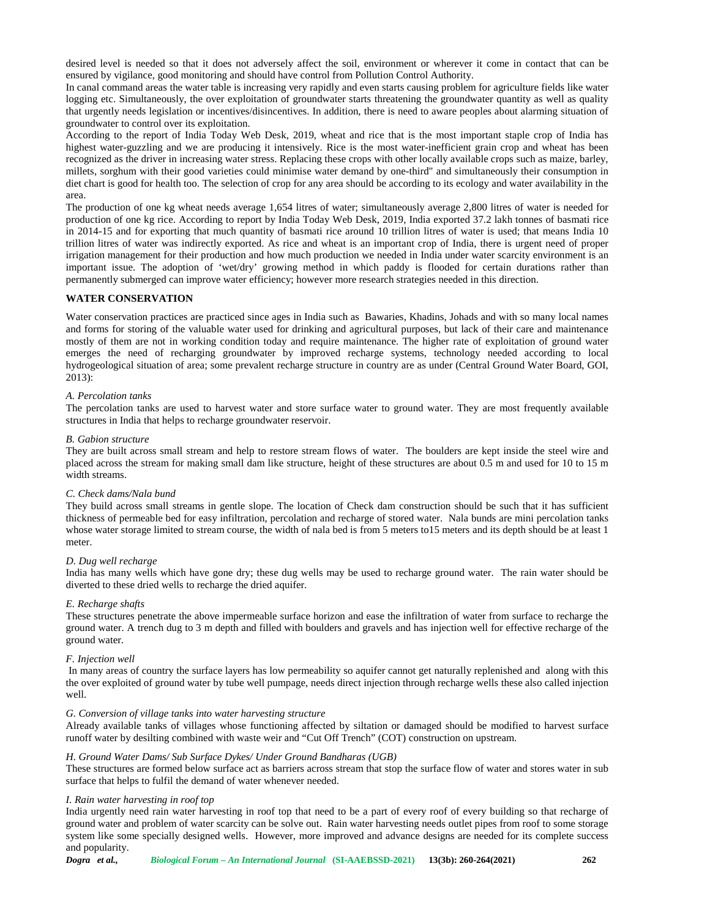desired level is needed so that it does not adversely affect the soil, environment or wherever it come in contact that can be ensured by vigilance, good monitoring and should have control from Pollution Control Authority.

In canal command areas the water table is increasing very rapidly and even starts causing problem for agriculture fields like water logging etc. Simultaneously, the over exploitation of groundwater starts threatening the groundwater quantity as well as quality that urgently needs legislation or incentives/disincentives. In addition, there is need to aware peoples about alarming situation of groundwater to control over its exploitation.

According to the report of India Today Web Desk, 2019, wheat and rice that is the most important staple crop of India has highest water-guzzling and we are producing it intensively. Rice is the most water-inefficient grain crop and wheat has been recognized as the driver in increasing water stress. Replacing these crops with other locally available crops such as maize, barley, millets, sorghum with their good varieties could minimise water demand by one-third" and simultaneously their consumption in diet chart is good for health too. The selection of crop for any area should be according to its ecology and water availability in the area.

The production of one kg wheat needs average 1,654 litres of water; simultaneously average 2,800 litres of water is needed for production of one kg rice. According to report by India Today Web Desk, 2019, India exported 37.2 lakh tonnes of basmati rice in 2014-15 and for exporting that much quantity of basmati rice around 10 trillion litres of water is used; that means India 10 trillion litres of water was indirectly exported. As rice and wheat is an important crop of India, there is urgent need of proper irrigation management for their production and how much production we needed in India under water scarcity environment is an important issue. The adoption of 'wet/dry' growing method in which paddy is flooded for certain durations rather than permanently submerged can improve water efficiency; however more research strategies needed in this direction.

## WATER CONSERVATION

Water conservation practices are practiced since ages in India such as Bawaries, Khadins, Johads and with so many local names and forms for storing of the valuable water used for drinking and agricultural purposes, but lack of their care and maintenance mostly of them are not in working condition today and require maintenance. The higher rate of exploitation of ground water emerges the need of recharging groundwater by improved recharge systems, technology needed according to local hydrogeological situation of area; some prevalent recharge structure in country are as under (Central Ground Water Board, GOI, 2013):

*A. Percolation tanks*

The percolation tanks are used to harvest water and store surface water to ground water. They are most frequently available structures in India that helps to recharge groundwater reservoir.

*B. Gabion structure*

They are built across small stream and help to restore stream flows of water. The boulders are kept inside the steel wire and placed across the stream for making small dam like structure, height of these structures are about 0.5 m and used for 10 to 15 m width streams.

*C. Check dams/Nala bund*

They build across small streams in gentle slope. The location of Check dam construction should be such that it has sufficient thickness of permeable bed for easy infiltration, percolation and recharge of stored water. Nala bunds are mini percolation tanks whose water storage limited to stream course, the width of nala bed is from 5 meters to15 meters and its depth should be at least 1 meter.

*D. Dug well recharge*

India has many wells which have gone dry; these dug wells may be used to recharge ground water. The rain water should be diverted to these dried wells to recharge the dried aquifer.

*E. Recharge shafts*

These structures penetrate the above impermeable surface horizon and ease the infiltration of water from surface to recharge the ground water. A trench dug to 3 m depth and filled with boulders and gravels and has injection well for effective recharge of the ground water.

*F. Injection well*

In many areas of country the surface layers has low permeability so aquifer cannot get naturally replenished and along with this the over exploited of ground water by tube well pumpage, needs direct injection through recharge wells these also called injection well.

*G. Conversion of village tanks into water harvesting structure*

Already available tanks of villages whose functioning affected by siltation or damaged should be modified to harvest surface runoff water by desilting combined with waste weir and "Cut Off Trench" (COT) construction on upstream.

*H. Ground Water Dams/ Sub Surface Dykes/ Under Ground Bandharas (UGB)*

These structures are formed below surface act as barriers across stream that stop the surface flow of water and stores water in sub surface that helps to fulfil the demand of water whenever needed.

*I. Rain water harvesting in roof top*

India urgently need rain water harvesting in roof top that need to be a part of every roof of every building so that recharge of ground water and problem of water scarcity can be solve out. Rain water harvesting needs outlet pipes from roof to some storage system like some specially designed wells. However, more improved and advance designs are needed for its complete success and popularity.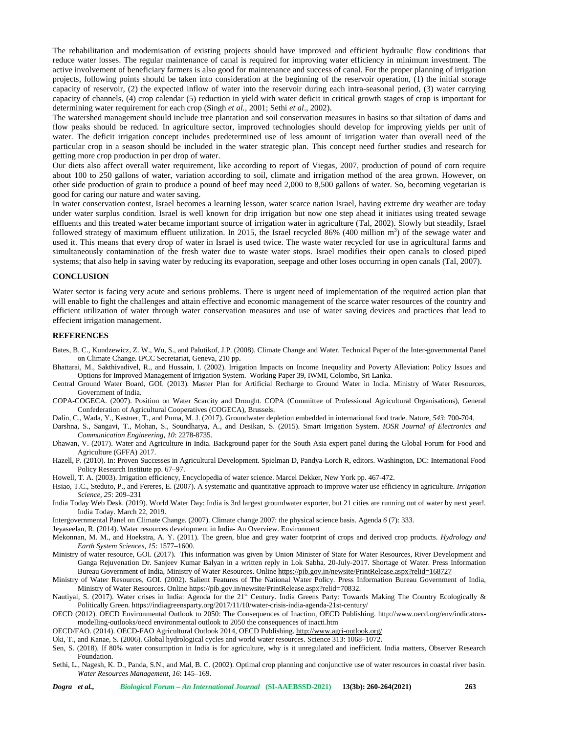The rehabilitation and modernisation of existing projects should have improved and efficient hydraulic flow conditions that reduce water losses. The regular maintenance of canal is required for improving water efficiency in minimum investment. The active involvement of beneficiary farmers is also good for maintenance and success of canal. For the proper planning of irrigation projects, following points should be taken into consideration at the beginning of the reservoir operation, (1) the initial storage capacity of reservoir, (2) the expected inflow of water into the reservoir during each intra-seasonal period, (3) water carrying capacity of channels, (4) crop calendar (5) reduction in yield with water deficit in critical growth stages of crop is important for determining water requirement for each crop (Singh *et al.*, 2001; Sethi *et al*., 2002).

The watershed management should include tree plantation and soil conservation measures in basins so that siltation of dams and flow peaks should be reduced. In agriculture sector, improved technologies should develop for improving yields per unit of water. The deficit irrigation concept includes predetermined use of less amount of irrigation water than overall need of the particular crop in a season should be included in the water strategic plan. This concept need further studies and research for getting more crop production in per drop of water.

Our diets also affect overall water requirement, like according to report of Viegas, 2007, production of pound of corn require about 100 to 250 gallons of water, variation according to soil, climate and irrigation method of the area grown. However, on other side production of grain to produce a pound of beef may need 2,000 to 8,500 gallons of water. So, becoming vegetarian is good for caring our nature and water saving.

In water conservation contest, Israel becomes a learning lesson, water scarce nation Israel, having extreme dry weather are today under water surplus condition. Israel is well known for drip irrigation but now one step ahead it initiates using treated sewage effluents and this treated water became important source of irrigation water in agriculture (Tal, 2002). Slowly but steadily, Israel followed strategy of maximum effluent utilization. In 2015, the Israel recycled 86% (400 million $m^3$) of the sewage water and used it. This means that every drop of water in Israel is used twice. The waste water recycled for use in agricultural farms and simultaneously contamination of the fresh water due to waste water stops. Israel modifies their open canals to closed piped systems; that also help in saving water by reducing its evaporation, seepage and other loses occurring in open canals (Tal, 2007).

## CONCLUSION

Water sector is facing very acute and serious problems. There is urgent need of implementation of the required action plan that will enable to fight the challenges and attain effective and economic management of the scarce water resources of the country and efficient utilization of water through water conservation measures and use of water saving devices and practices that lead to effecient irrigation management.

## REFERENCES

Bates, B. C., Kundzewicz, Z. W., Wu, S., and Palutikof, J.P. (2008). Climate Change and Water. Technical Paper of the Inter-governmental Panel on Climate Change. IPCC Secretariat, Geneva, 210 pp.

Bhattarai, M., Sakthivadivel, R., and Hussain, I. (2002). Irrigation Impacts on Income Inequality and Poverty Alleviation: Policy Issues and Options for Improved Management of Irrigation System. Working Paper 39, IWMI, Colombo, Sri Lanka.

Central Ground Water Board, GOI. (2013). Master Plan for Artificial Recharge to Ground Water in India. Ministry of Water Resources, Government of India.

COPA-COGECA. (2007). Position on Water Scarcity and Drought. COPA (Committee of Professional Agricultural Organisations), General Confederation of Agricultural Cooperatives (COGECA), Brussels.

Dalin, C., Wada, Y., Kastner, T., and Puma, M. J. (2017). Groundwater depletion embedded in international food trade. Nature, *543*: 700-704.

Darshna, S., Sangavi, T., Mohan, S., Soundharya, A., and Desikan, S. (2015). Smart Irrigation System. *IOSR Journal of Electronics and Communication Engineering*, *10*: 2278-8735.

Dhawan, V. (2017). Water and Agriculture in India. Background paper for the South Asia expert panel during the Global Forum for Food and Agriculture (GFFA) 2017.

Hazell, P. (2010). In: Proven Successes in Agricultural Development. Spielman D, Pandya-Lorch R, editors. Washington, DC: International Food Policy Research Institute pp. 67–97.

Howell, T. A. (2003). Irrigation efficiency, Encyclopedia of water science. Marcel Dekker, New York pp. 467-472.

Hsiao, T.C., Steduto, P., and Fereres, E. (2007). A systematic and quantitative approach to improve water use efficiency in agriculture. *Irrigation Science*, *25*: 209–231

India Today Web Desk. (2019). World Water Day: India is 3rd largest groundwater exporter, but 21 cities are running out of water by next year!. India Today. March 22, 2019.

Intergovernmental Panel on Climate Change. (2007). Climate change 2007: the physical science basis. Agenda *6* (7): 333.

Jeyaseelan, R. (2014). Water resources development in India- An Overview. Environment

Mekonnan, M. M., and Hoekstra, A. Y. (2011). The green, blue and grey water footprint of crops and derived crop products. *Hydrology and Earth System Sciences*, *15*: 1577–1600.

Ministry of water resource, GOI. (2017). This information was given by Union Minister of State for Water Resources, River Development and Ganga Rejuvenation Dr. Sanjeev Kumar Balyan in a written reply in Lok Sabha. 20-July-2017. Shortage of Water. Press Information Bureau Government of India, Ministry of Water Resources. Online https://pib.gov.in/newsite/PrintRelease.aspx?relid=168727

Ministry of Water Resources, GOI. (2002). Salient Features of The National Water Policy. Press Information Bureau Government of India, Ministry of Water Resources. Online https://pib.gov.in/newsite/PrintRelease.aspx?relid=70832.

Nautiyal, S. (2017). Water crises in India: Agenda for the 21st Century. India Greens Party: Towards Making The Country Ecologically & Politically Green. https://indiagreensparty.org/2017/11/10/water-crisis-india-agenda-21st-century/

OECD (2012). OECD Environmental Outlook to 2050: The Consequences of Inaction, OECD Publishing. http://www.oecd.org/env/indicators-modelling-outlooks/oecd environmental outlook to 2050 the consequences of inacti.htm

OECD/FAO. (2014). OECD-FAO Agricultural Outlook 2014, OECD Publishing. http://www.agri-outlook.org/

Oki, T., and Kanae, S. (2006). Global hydrological cycles and world water resources. Science 313: 1068–1072.

Sen, S. (2018). If 80% water consumption in India is for agriculture, why is it unregulated and inefficient. India matters, Observer Research Foundation.

Sethi, L., Nagesh, K. D., Panda, S.N., and Mal, B. C. (2002). Optimal crop planning and conjunctive use of water resources in coastal river basin. *Water Resources Management*, *16*: 145–169.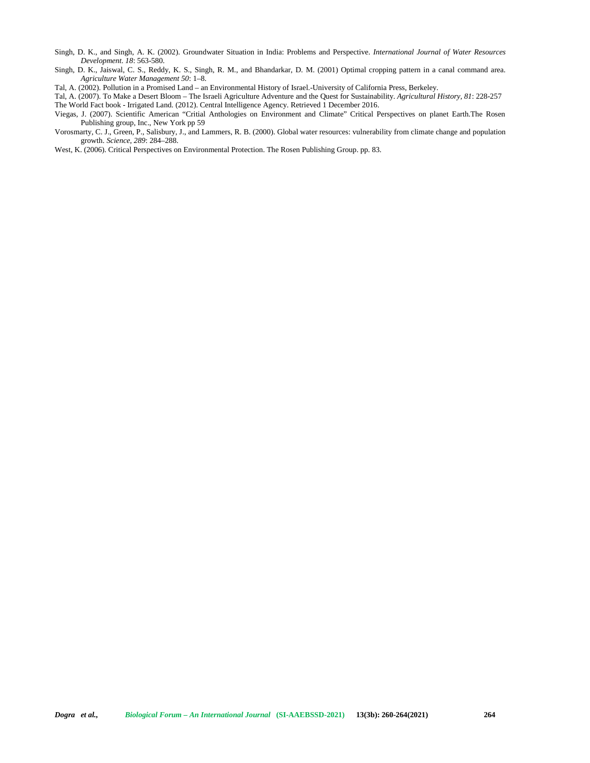Singh, D. K., and Singh, A. K. (2002). Groundwater Situation in India: Problems and Perspective. *International Journal of Water Resources Development*. *18*: 563-580.

Singh, D. K., Jaiswal, C. S., Reddy, K. S., Singh, R. M., and Bhandarkar, D. M. (2001) Optimal cropping pattern in a canal command area. *Agriculture Water Management 50*: 1–8.

Tal, A. (2002). Pollution in a Promised Land – an Environmental History of Israel.-University of California Press, Berkeley.

Tal, A. (2007). To Make a Desert Bloom – The Israeli Agriculture Adventure and the Quest for Sustainability. *Agricultural History*, *81*: 228-257

The World Fact book - Irrigated Land. (2012). Central Intelligence Agency. Retrieved 1 December 2016.

Viegas, J. (2007). Scientific American "Critial Anthologies on Environment and Climate" Critical Perspectives on planet Earth.The Rosen Publishing group, Inc., New York pp 59

Vorosmarty, C. J., Green, P., Salisbury, J., and Lammers, R. B. (2000). Global water resources: vulnerability from climate change and population growth. *Science*, *289*: 284–288.

West, K. (2006). Critical Perspectives on Environmental Protection. The Rosen Publishing Group. pp. 83.